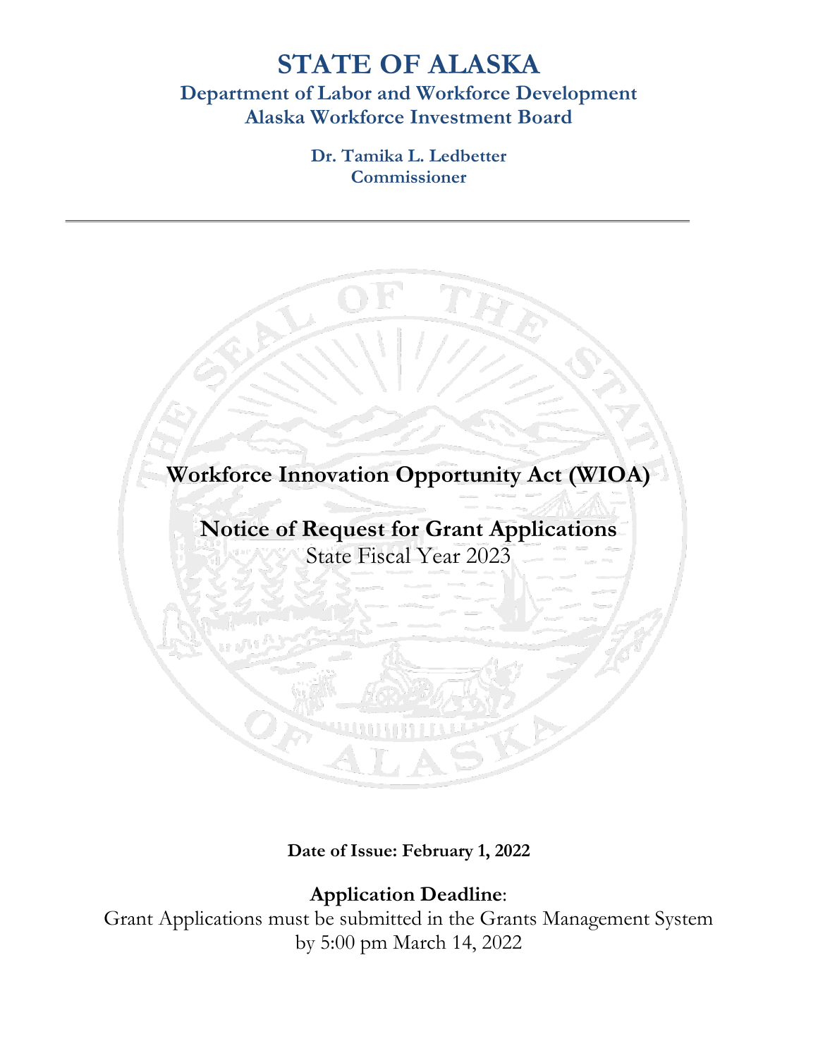# STATE OF ALASKA

## Department of Labor and Workforce Development
## Alaska Workforce Investment Board

**Dr. Tamika L. Ledbetter**
**Commissioner**

---

# Workforce Innovation Opportunity Act (WIOA)

## Notice of Request for Grant Applications

State Fiscal Year 2023

**Date of Issue: February 1, 2022**

**Application Deadline**:
Grant Applications must be submitted in the Grants Management System by 5:00 pm March 14, 2022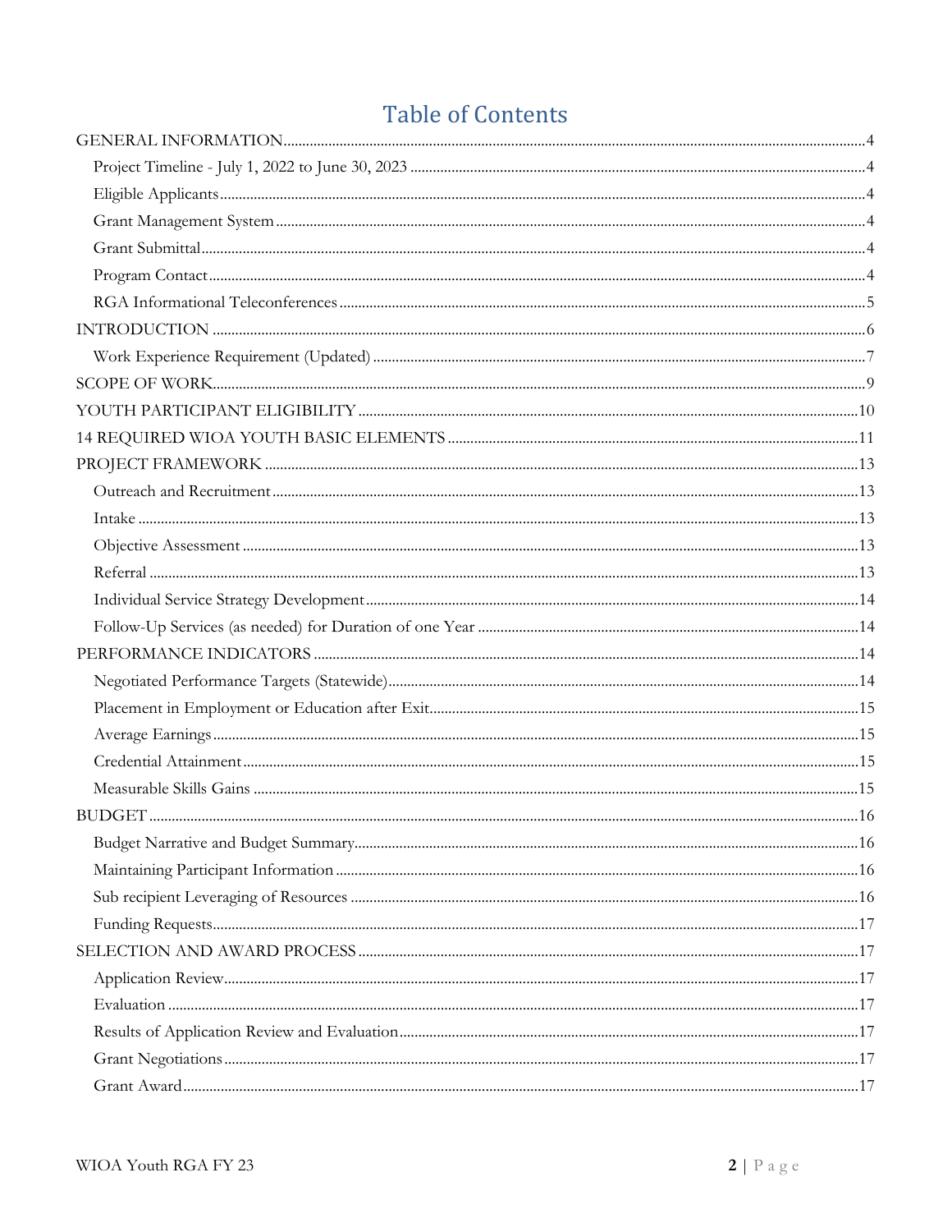# Table of Contents

GENERAL INFORMATION....4
- Project Timeline - July 1, 2022 to June 30, 2023....4
- Eligible Applicants....4
- Grant Management System....4
- Grant Submittal....4
- Program Contact....4
- RGA Informational Teleconferences....5

INTRODUCTION....6
- Work Experience Requirement (Updated)....7

SCOPE OF WORK....9

YOUTH PARTICIPANT ELIGIBILITY....10

14 REQUIRED WIOA YOUTH BASIC ELEMENTS....11

PROJECT FRAMEWORK....13
- Outreach and Recruitment....13
- Intake....13
- Objective Assessment....13
- Referral....13
- Individual Service Strategy Development....14
- Follow-Up Services (as needed) for Duration of one Year....14

PERFORMANCE INDICATORS....14
- Negotiated Performance Targets (Statewide)....14
- Placement in Employment or Education after Exit....15
- Average Earnings....15
- Credential Attainment....15
- Measurable Skills Gains....15

BUDGET....16
- Budget Narrative and Budget Summary....16
- Maintaining Participant Information....16
- Sub recipient Leveraging of Resources....16
- Funding Requests....17

SELECTION AND AWARD PROCESS....17
- Application Review....17
- Evaluation....17
- Results of Application Review and Evaluation....17
- Grant Negotiations....17
- Grant Award....17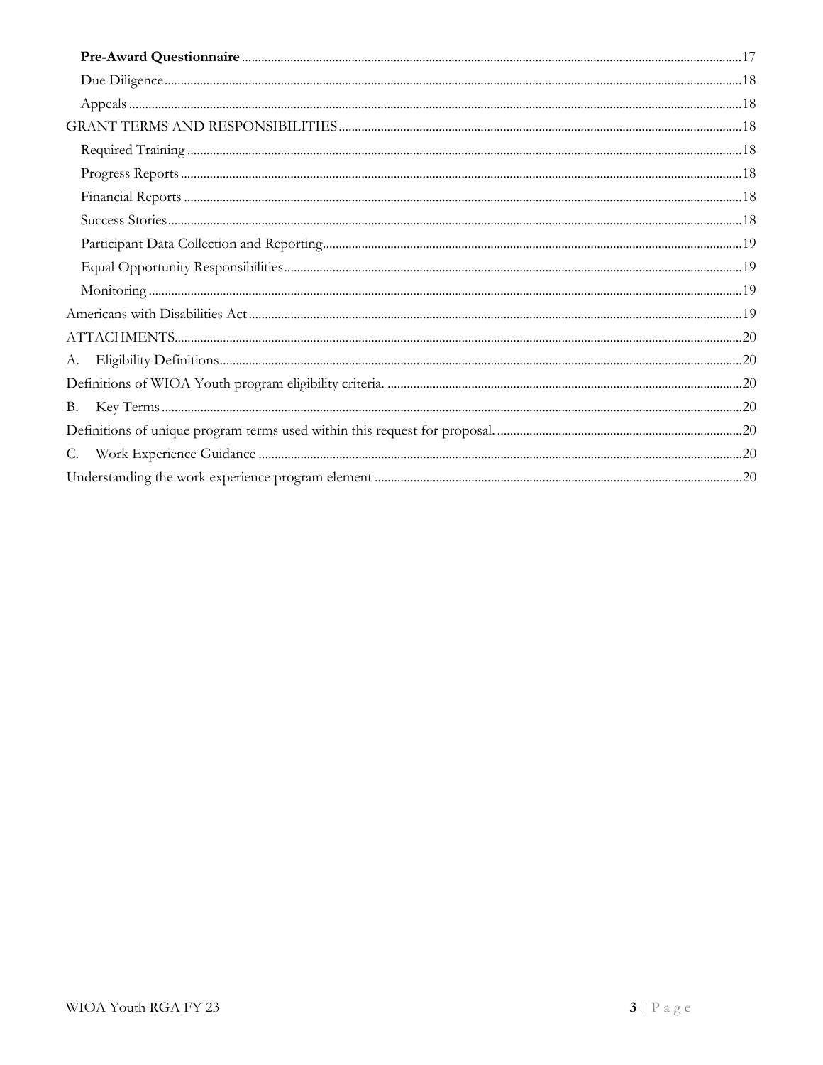**Pre-Award Questionnaire** .......... 17

Due Diligence .......... 18

Appeals .......... 18

GRANT TERMS AND RESPONSIBILITIES .......... 18

Required Training .......... 18

Progress Reports .......... 18

Financial Reports .......... 18

Success Stories .......... 18

Participant Data Collection and Reporting .......... 19

Equal Opportunity Responsibilities .......... 19

Monitoring .......... 19

Americans with Disabilities Act .......... 19

ATTACHMENTS .......... 20

A. Eligibility Definitions .......... 20

Definitions of WIOA Youth program eligibility criteria. .......... 20

B. Key Terms .......... 20

Definitions of unique program terms used within this request for proposal. .......... 20

C. Work Experience Guidance .......... 20

Understanding the work experience program element .......... 20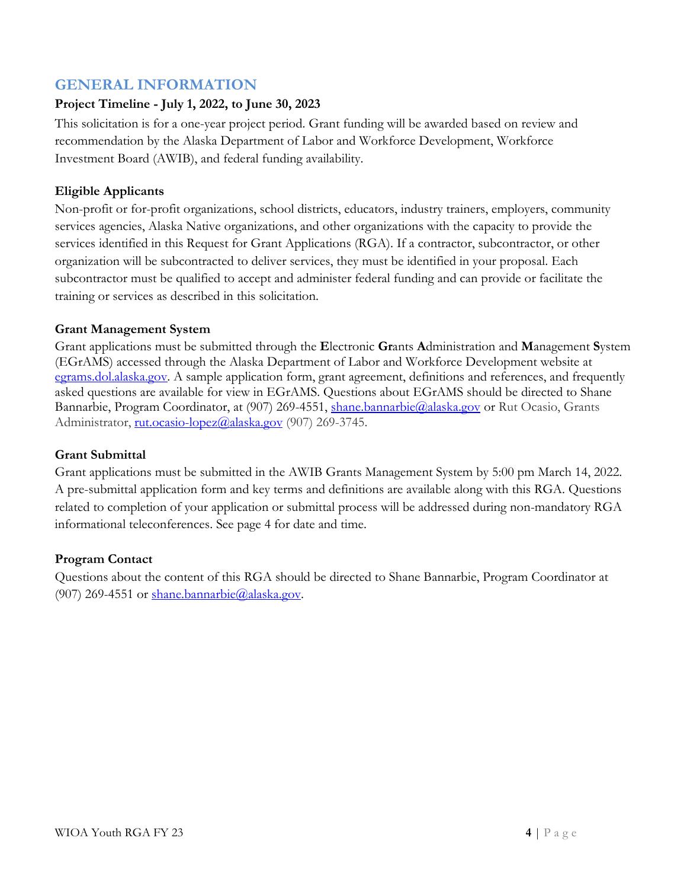# GENERAL INFORMATION

**Project Timeline - July 1, 2022, to June 30, 2023**

This solicitation is for a one-year project period. Grant funding will be awarded based on review and recommendation by the Alaska Department of Labor and Workforce Development, Workforce Investment Board (AWIB), and federal funding availability.

**Eligible Applicants**

Non-profit or for-profit organizations, school districts, educators, industry trainers, employers, community services agencies, Alaska Native organizations, and other organizations with the capacity to provide the services identified in this Request for Grant Applications (RGA). If a contractor, subcontractor, or other organization will be subcontracted to deliver services, they must be identified in your proposal. Each subcontractor must be qualified to accept and administer federal funding and can provide or facilitate the training or services as described in this solicitation.

**Grant Management System**

Grant applications must be submitted through the **E**lectronic **Gr**ants **A**dministration and **M**anagement **S**ystem (EGrAMS) accessed through the Alaska Department of Labor and Workforce Development website at egrams.dol.alaska.gov. A sample application form, grant agreement, definitions and references, and frequently asked questions are available for view in EGrAMS. Questions about EGrAMS should be directed to Shane Bannarbie, Program Coordinator, at (907) 269-4551, shane.bannarbie@alaska.gov or Rut Ocasio, Grants Administrator, rut.ocasio-lopez@alaska.gov (907) 269-3745.

**Grant Submittal**

Grant applications must be submitted in the AWIB Grants Management System by 5:00 pm March 14, 2022. A pre-submittal application form and key terms and definitions are available along with this RGA. Questions related to completion of your application or submittal process will be addressed during non-mandatory RGA informational teleconferences. See page 4 for date and time.

**Program Contact**

Questions about the content of this RGA should be directed to Shane Bannarbie, Program Coordinator at (907) 269-4551 or shane.bannarbie@alaska.gov.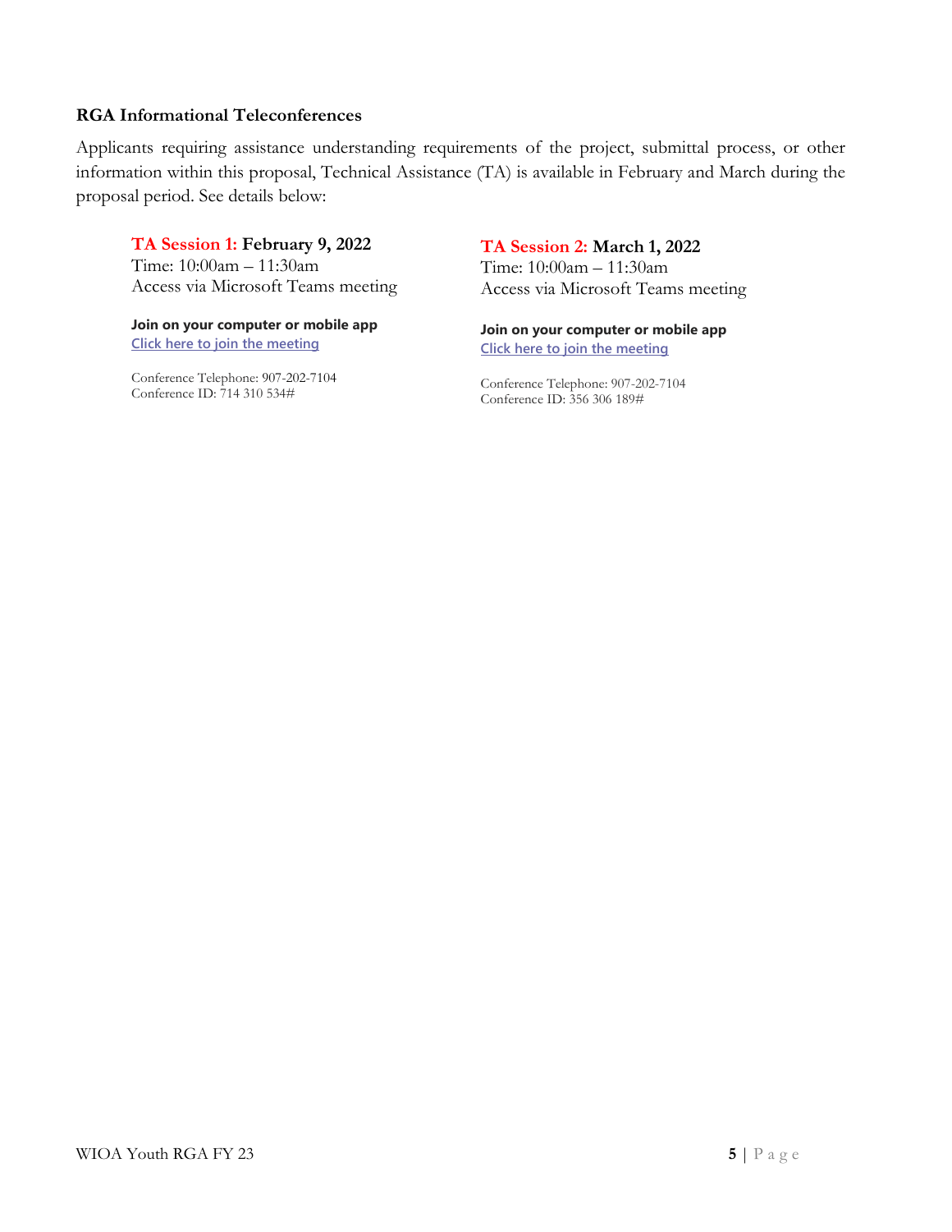**RGA Informational Teleconferences**

Applicants requiring assistance understanding requirements of the project, submittal process, or other information within this proposal, Technical Assistance (TA) is available in February and March during the proposal period. See details below:

**TA Session 1: February 9, 2022**
Time: 10:00am – 11:30am
Access via Microsoft Teams meeting

**Join on your computer or mobile app**
Click here to join the meeting

Conference Telephone: 907-202-7104
Conference ID: 714 310 534#

**TA Session 2: March 1, 2022**
Time: 10:00am – 11:30am
Access via Microsoft Teams meeting

**Join on your computer or mobile app**
Click here to join the meeting

Conference Telephone: 907-202-7104
Conference ID: 356 306 189#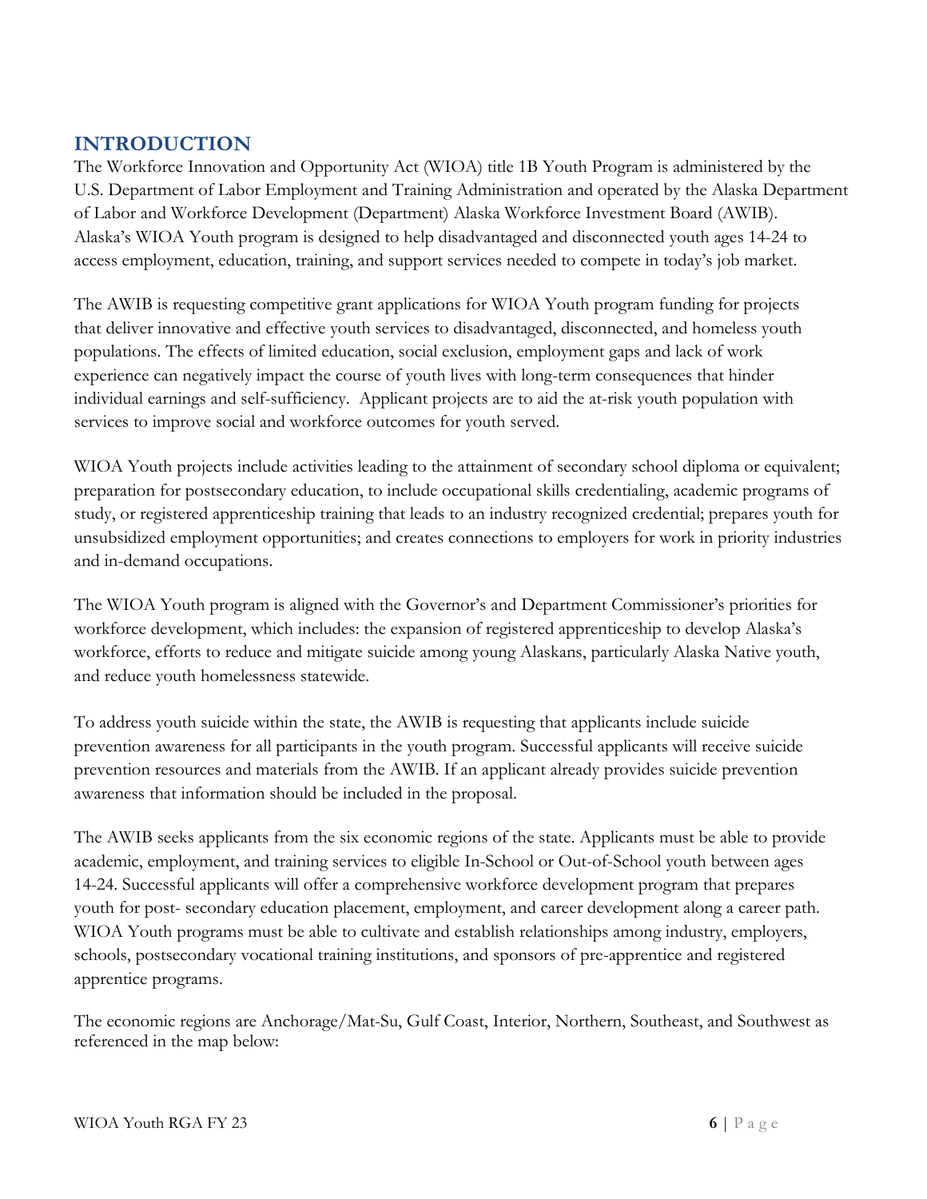## INTRODUCTION

The Workforce Innovation and Opportunity Act (WIOA) title 1B Youth Program is administered by the U.S. Department of Labor Employment and Training Administration and operated by the Alaska Department of Labor and Workforce Development (Department) Alaska Workforce Investment Board (AWIB). Alaska's WIOA Youth program is designed to help disadvantaged and disconnected youth ages 14-24 to access employment, education, training, and support services needed to compete in today's job market.

The AWIB is requesting competitive grant applications for WIOA Youth program funding for projects that deliver innovative and effective youth services to disadvantaged, disconnected, and homeless youth populations. The effects of limited education, social exclusion, employment gaps and lack of work experience can negatively impact the course of youth lives with long-term consequences that hinder individual earnings and self-sufficiency. Applicant projects are to aid the at-risk youth population with services to improve social and workforce outcomes for youth served.

WIOA Youth projects include activities leading to the attainment of secondary school diploma or equivalent; preparation for postsecondary education, to include occupational skills credentialing, academic programs of study, or registered apprenticeship training that leads to an industry recognized credential; prepares youth for unsubsidized employment opportunities; and creates connections to employers for work in priority industries and in-demand occupations.

The WIOA Youth program is aligned with the Governor's and Department Commissioner's priorities for workforce development, which includes: the expansion of registered apprenticeship to develop Alaska's workforce, efforts to reduce and mitigate suicide among young Alaskans, particularly Alaska Native youth, and reduce youth homelessness statewide.

To address youth suicide within the state, the AWIB is requesting that applicants include suicide prevention awareness for all participants in the youth program. Successful applicants will receive suicide prevention resources and materials from the AWIB. If an applicant already provides suicide prevention awareness that information should be included in the proposal.

The AWIB seeks applicants from the six economic regions of the state. Applicants must be able to provide academic, employment, and training services to eligible In-School or Out-of-School youth between ages 14-24. Successful applicants will offer a comprehensive workforce development program that prepares youth for post- secondary education placement, employment, and career development along a career path. WIOA Youth programs must be able to cultivate and establish relationships among industry, employers, schools, postsecondary vocational training institutions, and sponsors of pre-apprentice and registered apprentice programs.

The economic regions are Anchorage/Mat-Su, Gulf Coast, Interior, Northern, Southeast, and Southwest as referenced in the map below: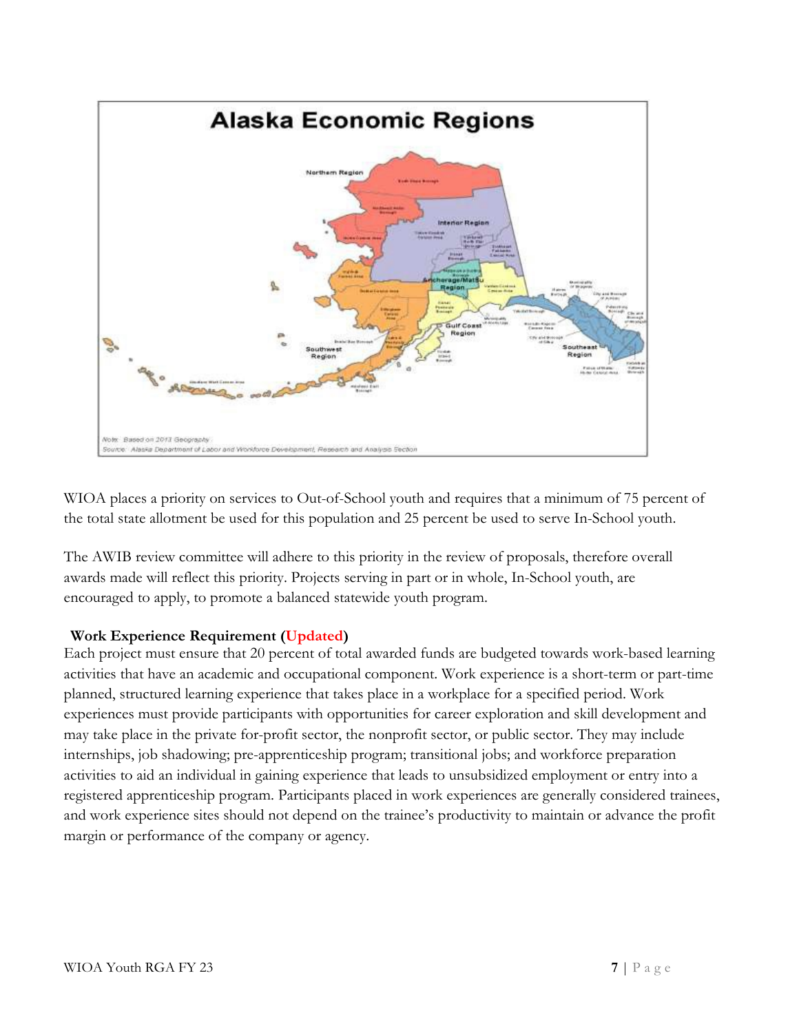WIOA places a priority on services to Out-of-School youth and requires that a minimum of 75 percent of the total state allotment be used for this population and 25 percent be used to serve In-School youth.

The AWIB review committee will adhere to this priority in the review of proposals, therefore overall awards made will reflect this priority. Projects serving in part or in whole, In-School youth, are encouraged to apply, to promote a balanced statewide youth program.

**Work Experience Requirement (Updated)**

Each project must ensure that 20 percent of total awarded funds are budgeted towards work-based learning activities that have an academic and occupational component. Work experience is a short-term or part-time planned, structured learning experience that takes place in a workplace for a specified period. Work experiences must provide participants with opportunities for career exploration and skill development and may take place in the private for-profit sector, the nonprofit sector, or public sector. They may include internships, job shadowing; pre-apprenticeship program; transitional jobs; and workforce preparation activities to aid an individual in gaining experience that leads to unsubsidized employment or entry into a registered apprenticeship program. Participants placed in work experiences are generally considered trainees, and work experience sites should not depend on the trainee's productivity to maintain or advance the profit margin or performance of the company or agency.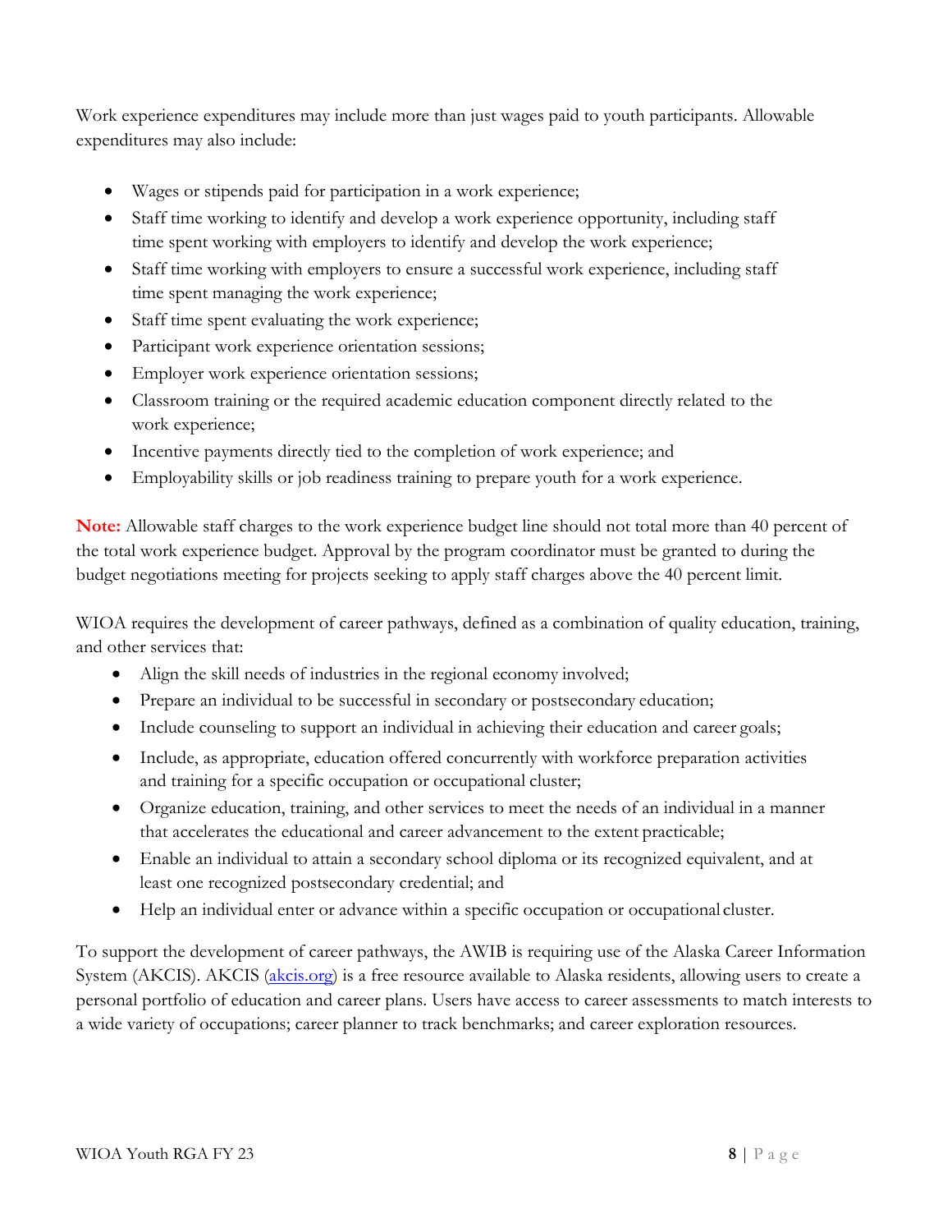Work experience expenditures may include more than just wages paid to youth participants. Allowable expenditures may also include:

- Wages or stipends paid for participation in a work experience;
- Staff time working to identify and develop a work experience opportunity, including staff time spent working with employers to identify and develop the work experience;
- Staff time working with employers to ensure a successful work experience, including staff time spent managing the work experience;
- Staff time spent evaluating the work experience;
- Participant work experience orientation sessions;
- Employer work experience orientation sessions;
- Classroom training or the required academic education component directly related to the work experience;
- Incentive payments directly tied to the completion of work experience; and
- Employability skills or job readiness training to prepare youth for a work experience.

**Note:** Allowable staff charges to the work experience budget line should not total more than 40 percent of the total work experience budget. Approval by the program coordinator must be granted to during the budget negotiations meeting for projects seeking to apply staff charges above the 40 percent limit.

WIOA requires the development of career pathways, defined as a combination of quality education, training, and other services that:

- Align the skill needs of industries in the regional economy involved;
- Prepare an individual to be successful in secondary or postsecondary education;
- Include counseling to support an individual in achieving their education and career goals;
- Include, as appropriate, education offered concurrently with workforce preparation activities and training for a specific occupation or occupational cluster;
- Organize education, training, and other services to meet the needs of an individual in a manner that accelerates the educational and career advancement to the extent practicable;
- Enable an individual to attain a secondary school diploma or its recognized equivalent, and at least one recognized postsecondary credential; and
- Help an individual enter or advance within a specific occupation or occupational cluster.

To support the development of career pathways, the AWIB is requiring use of the Alaska Career Information System (AKCIS). AKCIS ([akcis.org](akcis.org)) is a free resource available to Alaska residents, allowing users to create a personal portfolio of education and career plans. Users have access to career assessments to match interests to a wide variety of occupations; career planner to track benchmarks; and career exploration resources.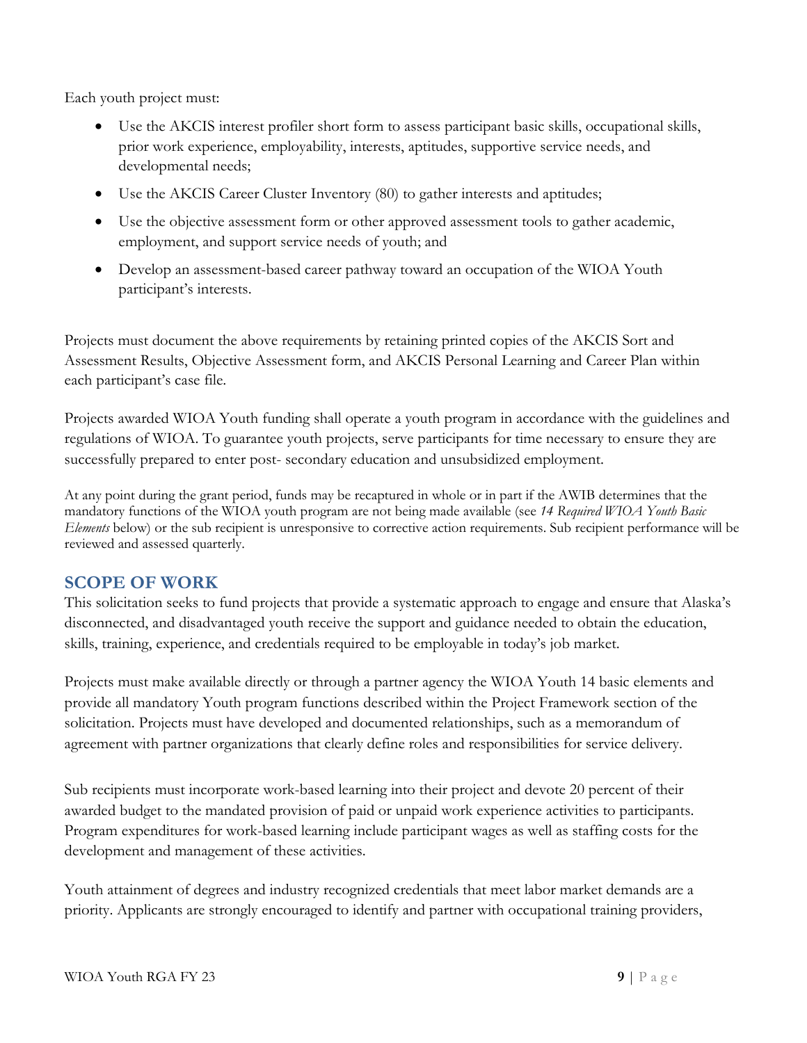Each youth project must:

- Use the AKCIS interest profiler short form to assess participant basic skills, occupational skills, prior work experience, employability, interests, aptitudes, supportive service needs, and developmental needs;
- Use the AKCIS Career Cluster Inventory (80) to gather interests and aptitudes;
- Use the objective assessment form or other approved assessment tools to gather academic, employment, and support service needs of youth; and
- Develop an assessment-based career pathway toward an occupation of the WIOA Youth participant's interests.

Projects must document the above requirements by retaining printed copies of the AKCIS Sort and Assessment Results, Objective Assessment form, and AKCIS Personal Learning and Career Plan within each participant's case file.

Projects awarded WIOA Youth funding shall operate a youth program in accordance with the guidelines and regulations of WIOA. To guarantee youth projects, serve participants for time necessary to ensure they are successfully prepared to enter post- secondary education and unsubsidized employment.

At any point during the grant period, funds may be recaptured in whole or in part if the AWIB determines that the mandatory functions of the WIOA youth program are not being made available (see *14 Required WIOA Youth Basic Elements* below) or the sub recipient is unresponsive to corrective action requirements. Sub recipient performance will be reviewed and assessed quarterly.

## SCOPE OF WORK

This solicitation seeks to fund projects that provide a systematic approach to engage and ensure that Alaska's disconnected, and disadvantaged youth receive the support and guidance needed to obtain the education, skills, training, experience, and credentials required to be employable in today's job market.

Projects must make available directly or through a partner agency the WIOA Youth 14 basic elements and provide all mandatory Youth program functions described within the Project Framework section of the solicitation. Projects must have developed and documented relationships, such as a memorandum of agreement with partner organizations that clearly define roles and responsibilities for service delivery.

Sub recipients must incorporate work-based learning into their project and devote 20 percent of their awarded budget to the mandated provision of paid or unpaid work experience activities to participants. Program expenditures for work-based learning include participant wages as well as staffing costs for the development and management of these activities.

Youth attainment of degrees and industry recognized credentials that meet labor market demands are a priority. Applicants are strongly encouraged to identify and partner with occupational training providers,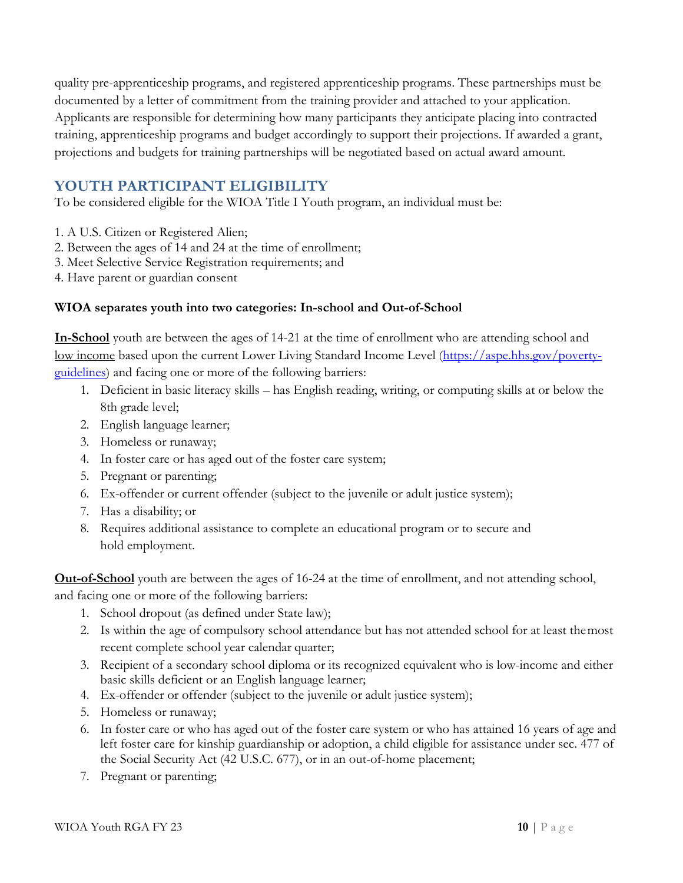quality pre-apprenticeship programs, and registered apprenticeship programs. These partnerships must be documented by a letter of commitment from the training provider and attached to your application. Applicants are responsible for determining how many participants they anticipate placing into contracted training, apprenticeship programs and budget accordingly to support their projections. If awarded a grant, projections and budgets for training partnerships will be negotiated based on actual award amount.

## YOUTH PARTICIPANT ELIGIBILITY

To be considered eligible for the WIOA Title I Youth program, an individual must be:

1. A U.S. Citizen or Registered Alien;
2. Between the ages of 14 and 24 at the time of enrollment;
3. Meet Selective Service Registration requirements; and
4. Have parent or guardian consent

**WIOA separates youth into two categories: In-school and Out-of-School**

**In-School** youth are between the ages of 14-21 at the time of enrollment who are attending school and low income based upon the current Lower Living Standard Income Level (https://aspe.hhs.gov/poverty-guidelines) and facing one or more of the following barriers:

1. Deficient in basic literacy skills – has English reading, writing, or computing skills at or below the 8th grade level;
2. English language learner;
3. Homeless or runaway;
4. In foster care or has aged out of the foster care system;
5. Pregnant or parenting;
6. Ex-offender or current offender (subject to the juvenile or adult justice system);
7. Has a disability; or
8. Requires additional assistance to complete an educational program or to secure and hold employment.

**Out-of-School** youth are between the ages of 16-24 at the time of enrollment, and not attending school, and facing one or more of the following barriers:

1. School dropout (as defined under State law);
2. Is within the age of compulsory school attendance but has not attended school for at least the most recent complete school year calendar quarter;
3. Recipient of a secondary school diploma or its recognized equivalent who is low-income and either basic skills deficient or an English language learner;
4. Ex-offender or offender (subject to the juvenile or adult justice system);
5. Homeless or runaway;
6. In foster care or who has aged out of the foster care system or who has attained 16 years of age and left foster care for kinship guardianship or adoption, a child eligible for assistance under sec. 477 of the Social Security Act (42 U.S.C. 677), or in an out-of-home placement;
7. Pregnant or parenting;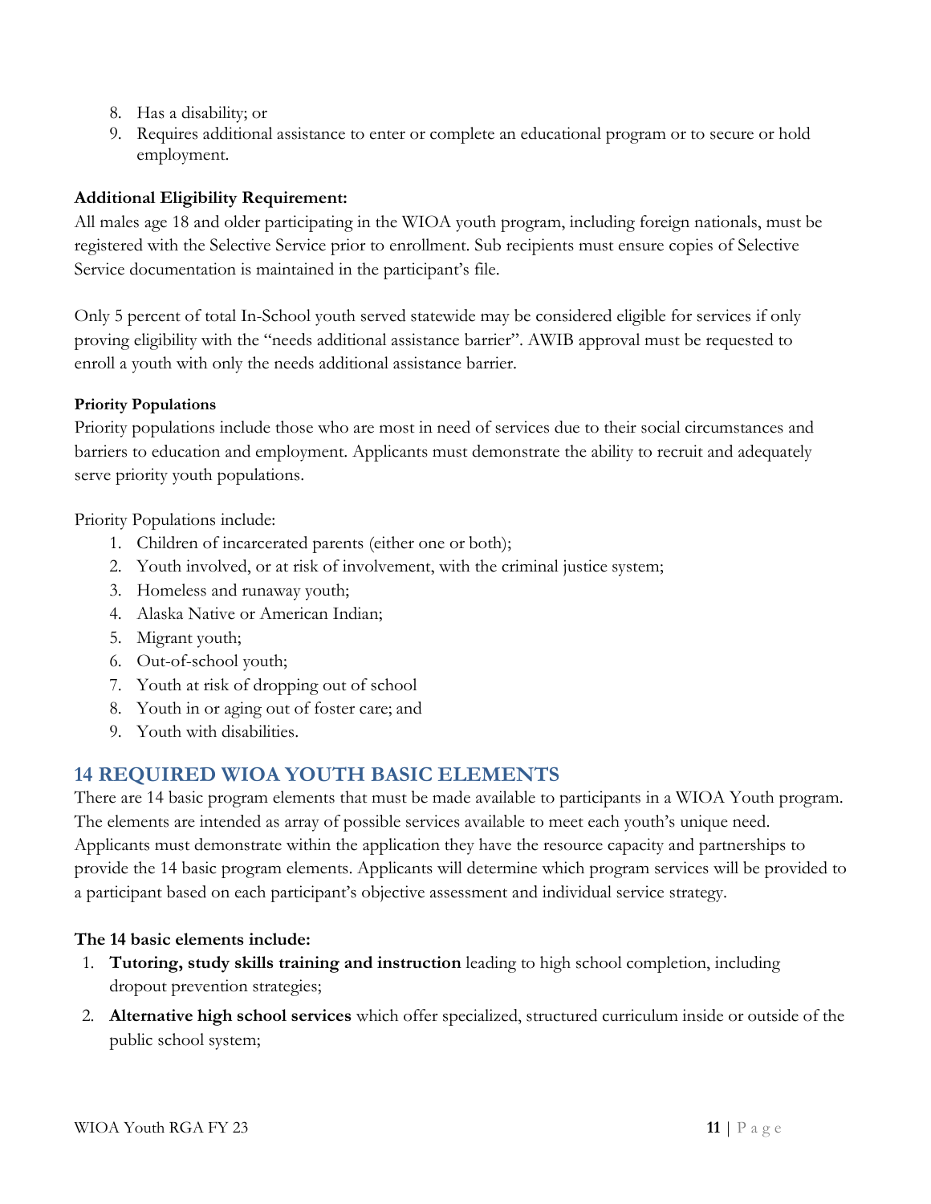8. Has a disability; or
9. Requires additional assistance to enter or complete an educational program or to secure or hold employment.

**Additional Eligibility Requirement:**

All males age 18 and older participating in the WIOA youth program, including foreign nationals, must be registered with the Selective Service prior to enrollment. Sub recipients must ensure copies of Selective Service documentation is maintained in the participant's file.

Only 5 percent of total In-School youth served statewide may be considered eligible for services if only proving eligibility with the "needs additional assistance barrier". AWIB approval must be requested to enroll a youth with only the needs additional assistance barrier.

**Priority Populations**

Priority populations include those who are most in need of services due to their social circumstances and barriers to education and employment. Applicants must demonstrate the ability to recruit and adequately serve priority youth populations.

Priority Populations include:

1. Children of incarcerated parents (either one or both);
2. Youth involved, or at risk of involvement, with the criminal justice system;
3. Homeless and runaway youth;
4. Alaska Native or American Indian;
5. Migrant youth;
6. Out-of-school youth;
7. Youth at risk of dropping out of school
8. Youth in or aging out of foster care; and
9. Youth with disabilities.

## 14 REQUIRED WIOA YOUTH BASIC ELEMENTS

There are 14 basic program elements that must be made available to participants in a WIOA Youth program. The elements are intended as array of possible services available to meet each youth's unique need. Applicants must demonstrate within the application they have the resource capacity and partnerships to provide the 14 basic program elements. Applicants will determine which program services will be provided to a participant based on each participant's objective assessment and individual service strategy.

**The 14 basic elements include:**

1. **Tutoring, study skills training and instruction** leading to high school completion, including dropout prevention strategies;
2. **Alternative high school services** which offer specialized, structured curriculum inside or outside of the public school system;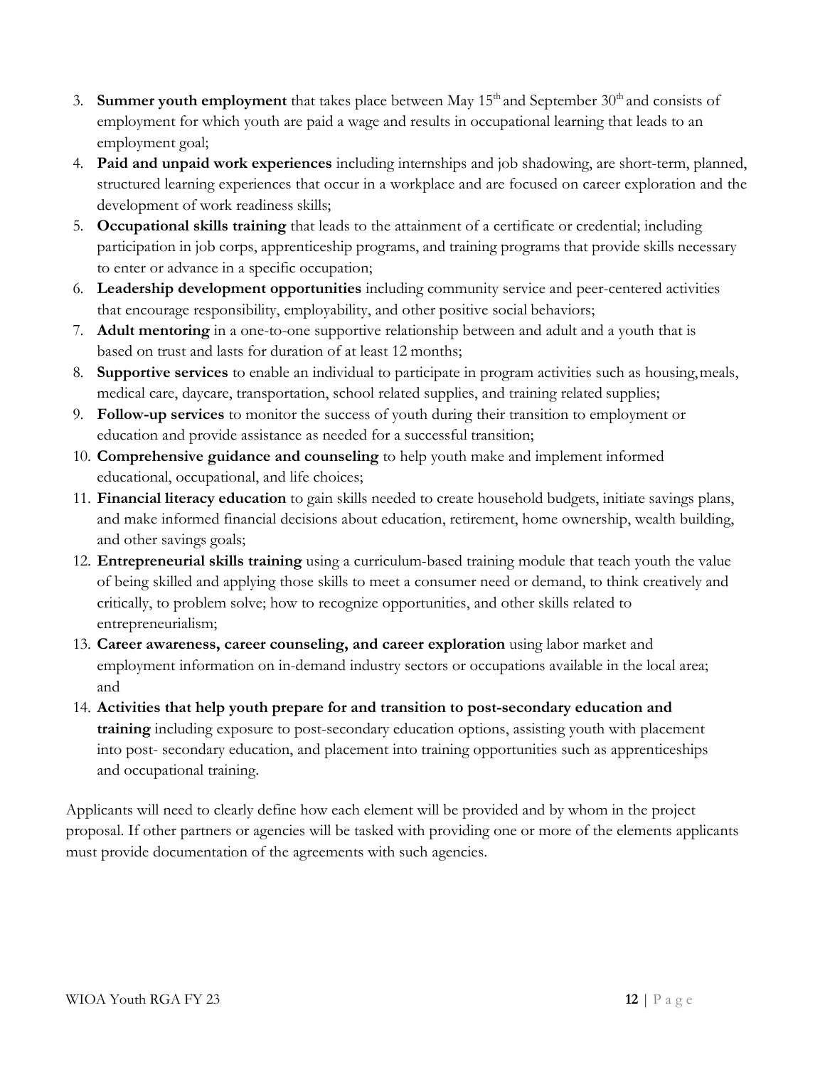3. **Summer youth employment** that takes place between May 15th and September 30th and consists of employment for which youth are paid a wage and results in occupational learning that leads to an employment goal;
4. **Paid and unpaid work experiences** including internships and job shadowing, are short-term, planned, structured learning experiences that occur in a workplace and are focused on career exploration and the development of work readiness skills;
5. **Occupational skills training** that leads to the attainment of a certificate or credential; including participation in job corps, apprenticeship programs, and training programs that provide skills necessary to enter or advance in a specific occupation;
6. **Leadership development opportunities** including community service and peer-centered activities that encourage responsibility, employability, and other positive social behaviors;
7. **Adult mentoring** in a one-to-one supportive relationship between and adult and a youth that is based on trust and lasts for duration of at least 12 months;
8. **Supportive services** to enable an individual to participate in program activities such as housing, meals, medical care, daycare, transportation, school related supplies, and training related supplies;
9. **Follow-up services** to monitor the success of youth during their transition to employment or education and provide assistance as needed for a successful transition;
10. **Comprehensive guidance and counseling** to help youth make and implement informed educational, occupational, and life choices;
11. **Financial literacy education** to gain skills needed to create household budgets, initiate savings plans, and make informed financial decisions about education, retirement, home ownership, wealth building, and other savings goals;
12. **Entrepreneurial skills training** using a curriculum-based training module that teach youth the value of being skilled and applying those skills to meet a consumer need or demand, to think creatively and critically, to problem solve; how to recognize opportunities, and other skills related to entrepreneurialism;
13. **Career awareness, career counseling, and career exploration** using labor market and employment information on in-demand industry sectors or occupations available in the local area; and
14. **Activities that help youth prepare for and transition to post-secondary education and training** including exposure to post-secondary education options, assisting youth with placement into post- secondary education, and placement into training opportunities such as apprenticeships and occupational training.

Applicants will need to clearly define how each element will be provided and by whom in the project proposal. If other partners or agencies will be tasked with providing one or more of the elements applicants must provide documentation of the agreements with such agencies.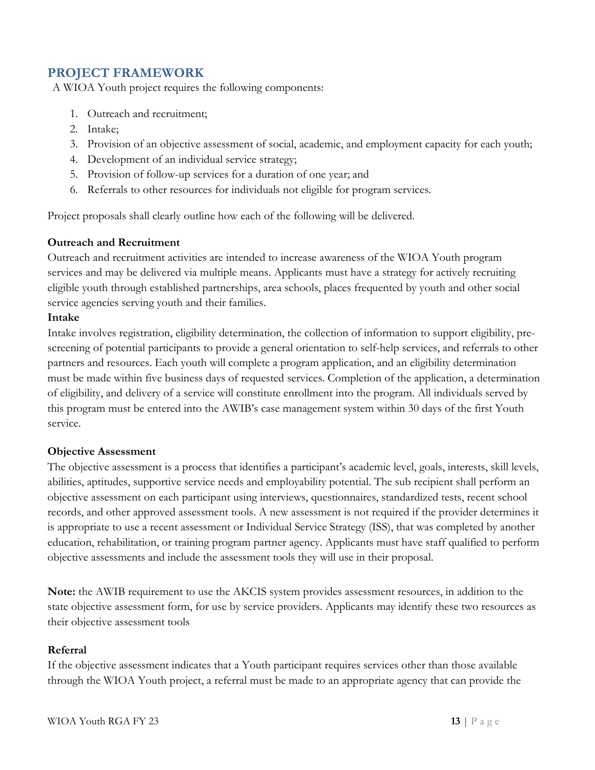## PROJECT FRAMEWORK

A WIOA Youth project requires the following components:

1. Outreach and recruitment;
2. Intake;
3. Provision of an objective assessment of social, academic, and employment capacity for each youth;
4. Development of an individual service strategy;
5. Provision of follow-up services for a duration of one year; and
6. Referrals to other resources for individuals not eligible for program services.

Project proposals shall clearly outline how each of the following will be delivered.

**Outreach and Recruitment**

Outreach and recruitment activities are intended to increase awareness of the WIOA Youth program services and may be delivered via multiple means. Applicants must have a strategy for actively recruiting eligible youth through established partnerships, area schools, places frequented by youth and other social service agencies serving youth and their families.

**Intake**

Intake involves registration, eligibility determination, the collection of information to support eligibility, pre-screening of potential participants to provide a general orientation to self-help services, and referrals to other partners and resources. Each youth will complete a program application, and an eligibility determination must be made within five business days of requested services. Completion of the application, a determination of eligibility, and delivery of a service will constitute enrollment into the program. All individuals served by this program must be entered into the AWIB's case management system within 30 days of the first Youth service.

**Objective Assessment**

The objective assessment is a process that identifies a participant's academic level, goals, interests, skill levels, abilities, aptitudes, supportive service needs and employability potential. The sub recipient shall perform an objective assessment on each participant using interviews, questionnaires, standardized tests, recent school records, and other approved assessment tools. A new assessment is not required if the provider determines it is appropriate to use a recent assessment or Individual Service Strategy (ISS), that was completed by another education, rehabilitation, or training program partner agency. Applicants must have staff qualified to perform objective assessments and include the assessment tools they will use in their proposal.

**Note:** the AWIB requirement to use the AKCIS system provides assessment resources, in addition to the state objective assessment form, for use by service providers. Applicants may identify these two resources as their objective assessment tools

**Referral**

If the objective assessment indicates that a Youth participant requires services other than those available through the WIOA Youth project, a referral must be made to an appropriate agency that can provide the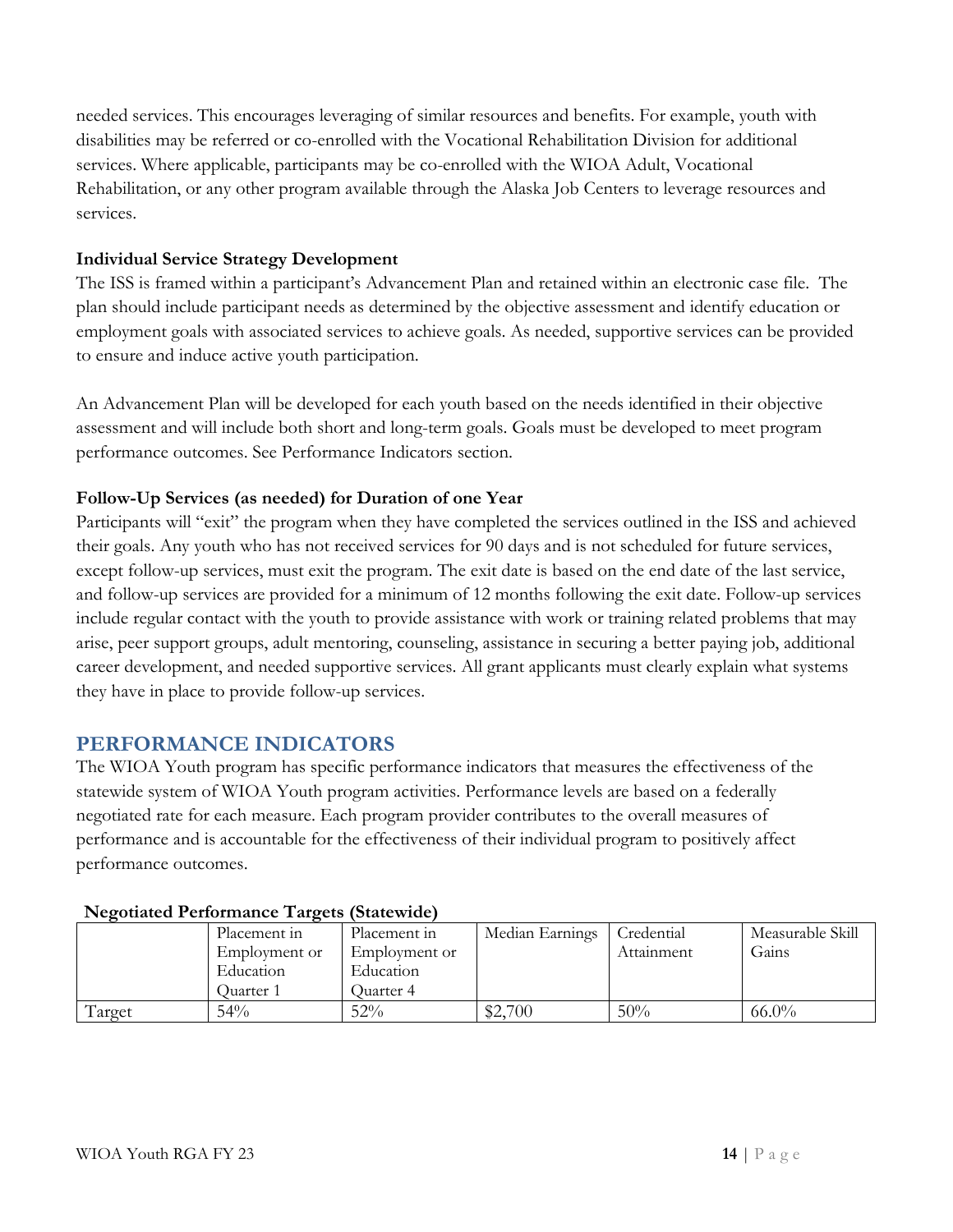needed services. This encourages leveraging of similar resources and benefits. For example, youth with disabilities may be referred or co-enrolled with the Vocational Rehabilitation Division for additional services. Where applicable, participants may be co-enrolled with the WIOA Adult, Vocational Rehabilitation, or any other program available through the Alaska Job Centers to leverage resources and services.

**Individual Service Strategy Development**

The ISS is framed within a participant's Advancement Plan and retained within an electronic case file. The plan should include participant needs as determined by the objective assessment and identify education or employment goals with associated services to achieve goals. As needed, supportive services can be provided to ensure and induce active youth participation.

An Advancement Plan will be developed for each youth based on the needs identified in their objective assessment and will include both short and long-term goals. Goals must be developed to meet program performance outcomes. See Performance Indicators section.

**Follow-Up Services (as needed) for Duration of one Year**

Participants will "exit" the program when they have completed the services outlined in the ISS and achieved their goals. Any youth who has not received services for 90 days and is not scheduled for future services, except follow-up services, must exit the program. The exit date is based on the end date of the last service, and follow-up services are provided for a minimum of 12 months following the exit date. Follow-up services include regular contact with the youth to provide assistance with work or training related problems that may arise, peer support groups, adult mentoring, counseling, assistance in securing a better paying job, additional career development, and needed supportive services. All grant applicants must clearly explain what systems they have in place to provide follow-up services.

## PERFORMANCE INDICATORS

The WIOA Youth program has specific performance indicators that measures the effectiveness of the statewide system of WIOA Youth program activities. Performance levels are based on a federally negotiated rate for each measure. Each program provider contributes to the overall measures of performance and is accountable for the effectiveness of their individual program to positively affect performance outcomes.

**Negotiated Performance Targets (Statewide)**

| | Placement in Employment or Education Quarter 1 | Placement in Employment or Education Quarter 4 | Median Earnings | Credential Attainment | Measurable Skill Gains |
|---|---|---|---|---|---|
| Target | 54% | 52% | $2,700 | 50% | 66.0% |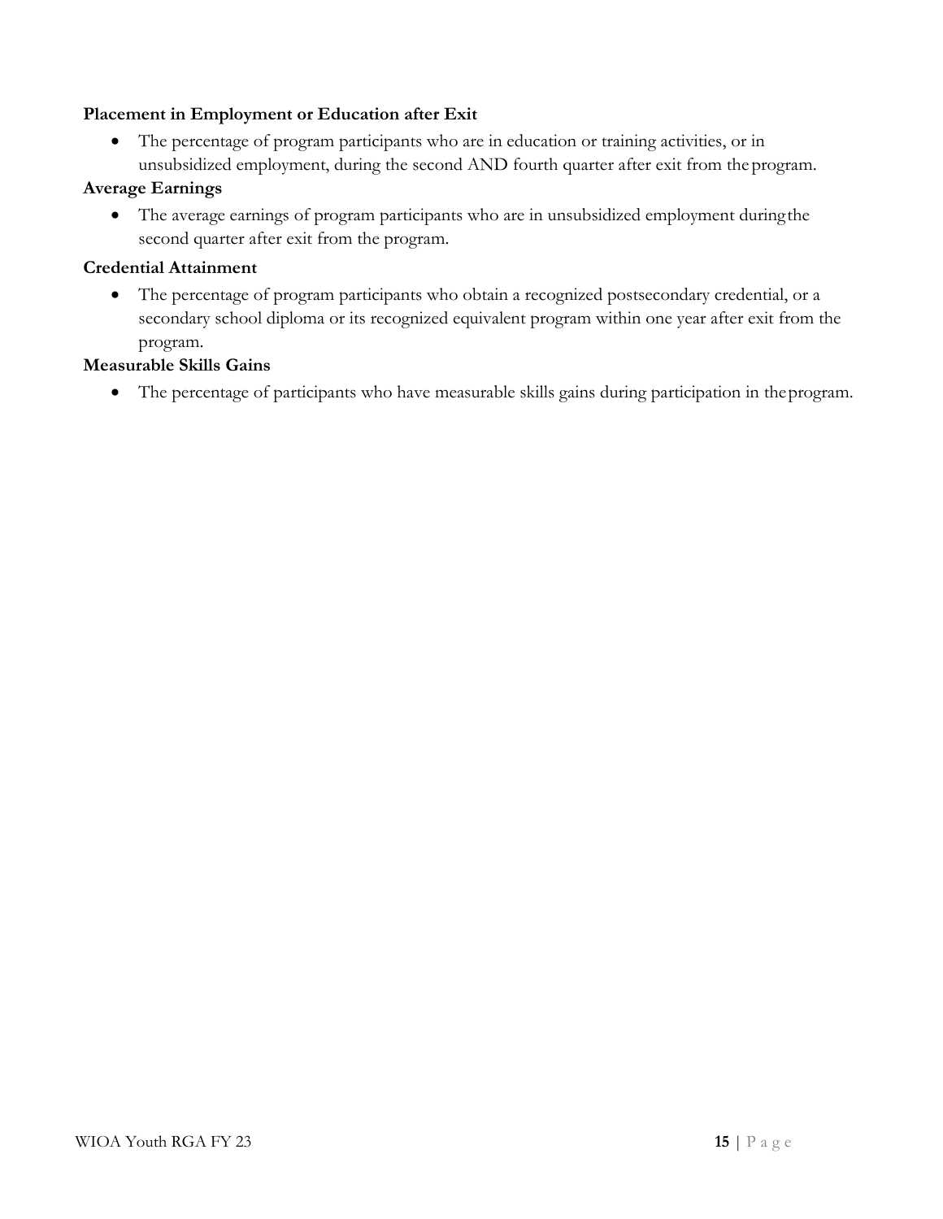**Placement in Employment or Education after Exit**

- The percentage of program participants who are in education or training activities, or in unsubsidized employment, during the second AND fourth quarter after exit from the program.

**Average Earnings**

- The average earnings of program participants who are in unsubsidized employment during the second quarter after exit from the program.

**Credential Attainment**

- The percentage of program participants who obtain a recognized postsecondary credential, or a secondary school diploma or its recognized equivalent program within one year after exit from the program.

**Measurable Skills Gains**

- The percentage of participants who have measurable skills gains during participation in the program.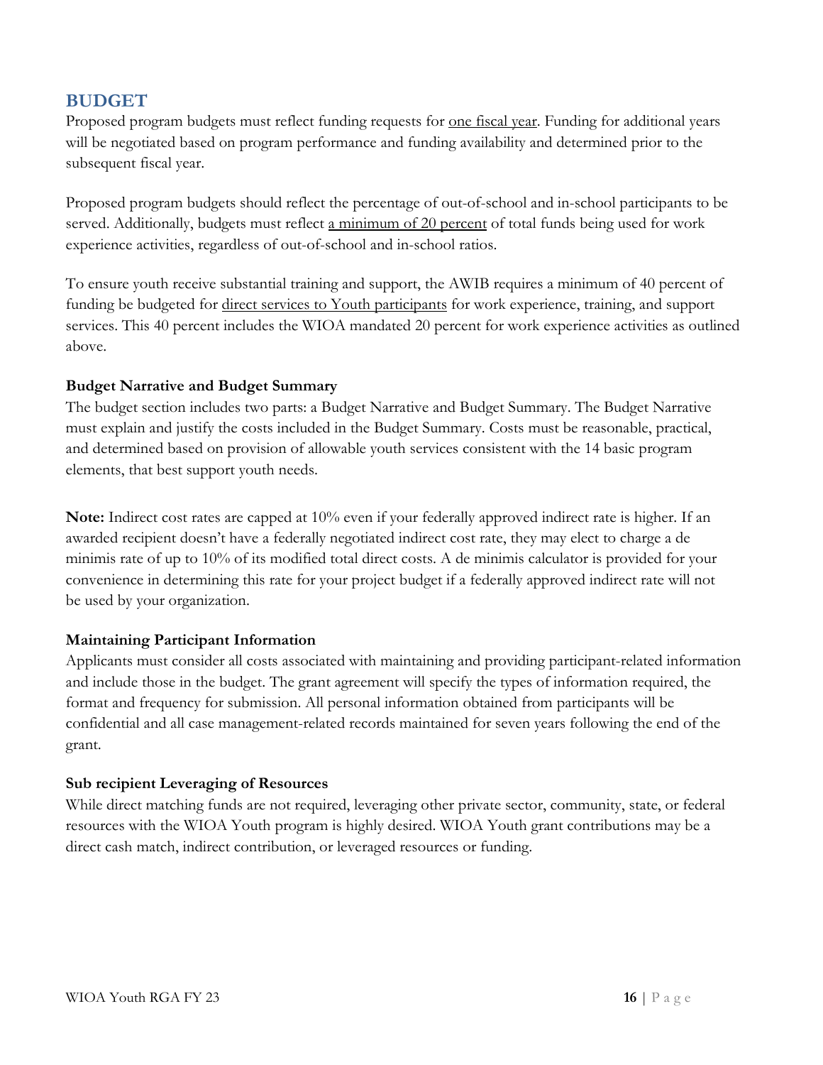## BUDGET

Proposed program budgets must reflect funding requests for one fiscal year. Funding for additional years will be negotiated based on program performance and funding availability and determined prior to the subsequent fiscal year.

Proposed program budgets should reflect the percentage of out-of-school and in-school participants to be served. Additionally, budgets must reflect a minimum of 20 percent of total funds being used for work experience activities, regardless of out-of-school and in-school ratios.

To ensure youth receive substantial training and support, the AWIB requires a minimum of 40 percent of funding be budgeted for direct services to Youth participants for work experience, training, and support services. This 40 percent includes the WIOA mandated 20 percent for work experience activities as outlined above.

### Budget Narrative and Budget Summary

The budget section includes two parts: a Budget Narrative and Budget Summary. The Budget Narrative must explain and justify the costs included in the Budget Summary. Costs must be reasonable, practical, and determined based on provision of allowable youth services consistent with the 14 basic program elements, that best support youth needs.

**Note:** Indirect cost rates are capped at 10% even if your federally approved indirect rate is higher. If an awarded recipient doesn't have a federally negotiated indirect cost rate, they may elect to charge a de minimis rate of up to 10% of its modified total direct costs. A de minimis calculator is provided for your convenience in determining this rate for your project budget if a federally approved indirect rate will not be used by your organization.

### Maintaining Participant Information

Applicants must consider all costs associated with maintaining and providing participant-related information and include those in the budget. The grant agreement will specify the types of information required, the format and frequency for submission. All personal information obtained from participants will be confidential and all case management-related records maintained for seven years following the end of the grant.

### Sub recipient Leveraging of Resources

While direct matching funds are not required, leveraging other private sector, community, state, or federal resources with the WIOA Youth program is highly desired. WIOA Youth grant contributions may be a direct cash match, indirect contribution, or leveraged resources or funding.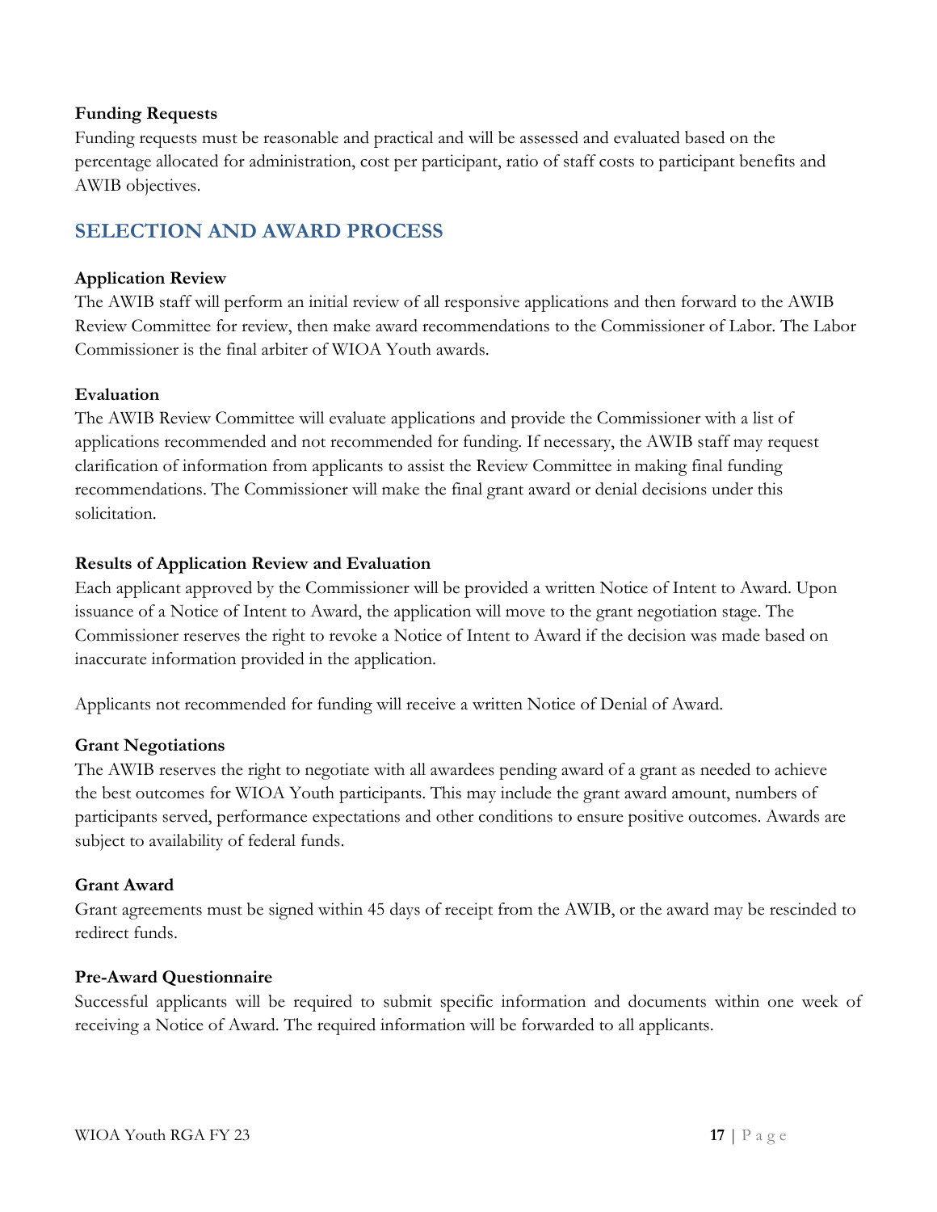**Funding Requests**

Funding requests must be reasonable and practical and will be assessed and evaluated based on the percentage allocated for administration, cost per participant, ratio of staff costs to participant benefits and AWIB objectives.

## SELECTION AND AWARD PROCESS

**Application Review**

The AWIB staff will perform an initial review of all responsive applications and then forward to the AWIB Review Committee for review, then make award recommendations to the Commissioner of Labor. The Labor Commissioner is the final arbiter of WIOA Youth awards.

**Evaluation**

The AWIB Review Committee will evaluate applications and provide the Commissioner with a list of applications recommended and not recommended for funding. If necessary, the AWIB staff may request clarification of information from applicants to assist the Review Committee in making final funding recommendations. The Commissioner will make the final grant award or denial decisions under this solicitation.

**Results of Application Review and Evaluation**

Each applicant approved by the Commissioner will be provided a written Notice of Intent to Award. Upon issuance of a Notice of Intent to Award, the application will move to the grant negotiation stage. The Commissioner reserves the right to revoke a Notice of Intent to Award if the decision was made based on inaccurate information provided in the application.

Applicants not recommended for funding will receive a written Notice of Denial of Award.

**Grant Negotiations**

The AWIB reserves the right to negotiate with all awardees pending award of a grant as needed to achieve the best outcomes for WIOA Youth participants. This may include the grant award amount, numbers of participants served, performance expectations and other conditions to ensure positive outcomes. Awards are subject to availability of federal funds.

**Grant Award**

Grant agreements must be signed within 45 days of receipt from the AWIB, or the award may be rescinded to redirect funds.

**Pre-Award Questionnaire**

Successful applicants will be required to submit specific information and documents within one week of receiving a Notice of Award. The required information will be forwarded to all applicants.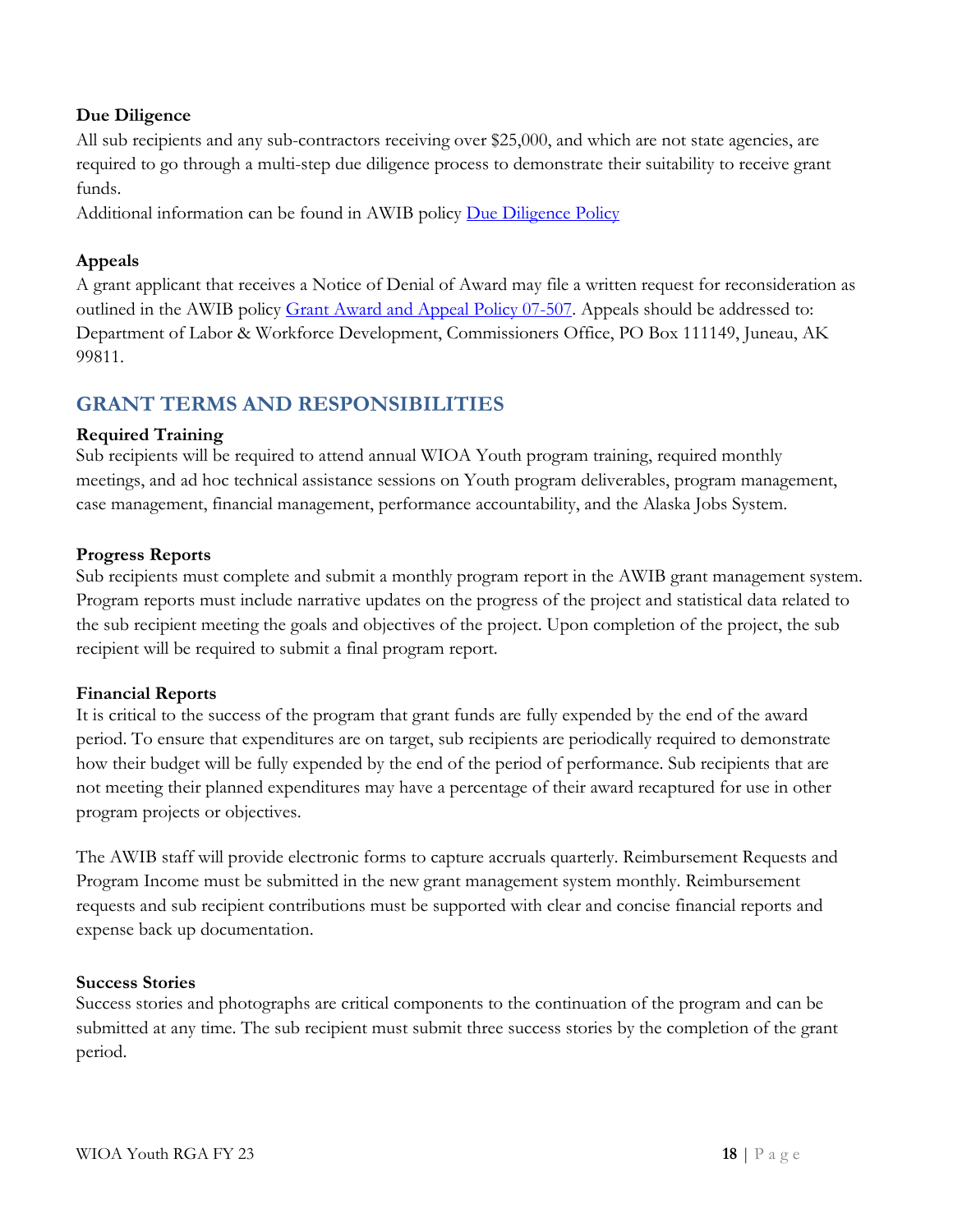**Due Diligence**

All sub recipients and any sub-contractors receiving over $25,000, and which are not state agencies, are required to go through a multi-step due diligence process to demonstrate their suitability to receive grant funds.

Additional information can be found in AWIB policy [Due Diligence Policy]()

**Appeals**

A grant applicant that receives a Notice of Denial of Award may file a written request for reconsideration as outlined in the AWIB policy [Grant Award and Appeal Policy 07-507](). Appeals should be addressed to: Department of Labor & Workforce Development, Commissioners Office, PO Box 111149, Juneau, AK 99811.

## GRANT TERMS AND RESPONSIBILITIES

**Required Training**

Sub recipients will be required to attend annual WIOA Youth program training, required monthly meetings, and ad hoc technical assistance sessions on Youth program deliverables, program management, case management, financial management, performance accountability, and the Alaska Jobs System.

**Progress Reports**

Sub recipients must complete and submit a monthly program report in the AWIB grant management system. Program reports must include narrative updates on the progress of the project and statistical data related to the sub recipient meeting the goals and objectives of the project. Upon completion of the project, the sub recipient will be required to submit a final program report.

**Financial Reports**

It is critical to the success of the program that grant funds are fully expended by the end of the award period. To ensure that expenditures are on target, sub recipients are periodically required to demonstrate how their budget will be fully expended by the end of the period of performance. Sub recipients that are not meeting their planned expenditures may have a percentage of their award recaptured for use in other program projects or objectives.

The AWIB staff will provide electronic forms to capture accruals quarterly. Reimbursement Requests and Program Income must be submitted in the new grant management system monthly. Reimbursement requests and sub recipient contributions must be supported with clear and concise financial reports and expense back up documentation.

**Success Stories**

Success stories and photographs are critical components to the continuation of the program and can be submitted at any time. The sub recipient must submit three success stories by the completion of the grant period.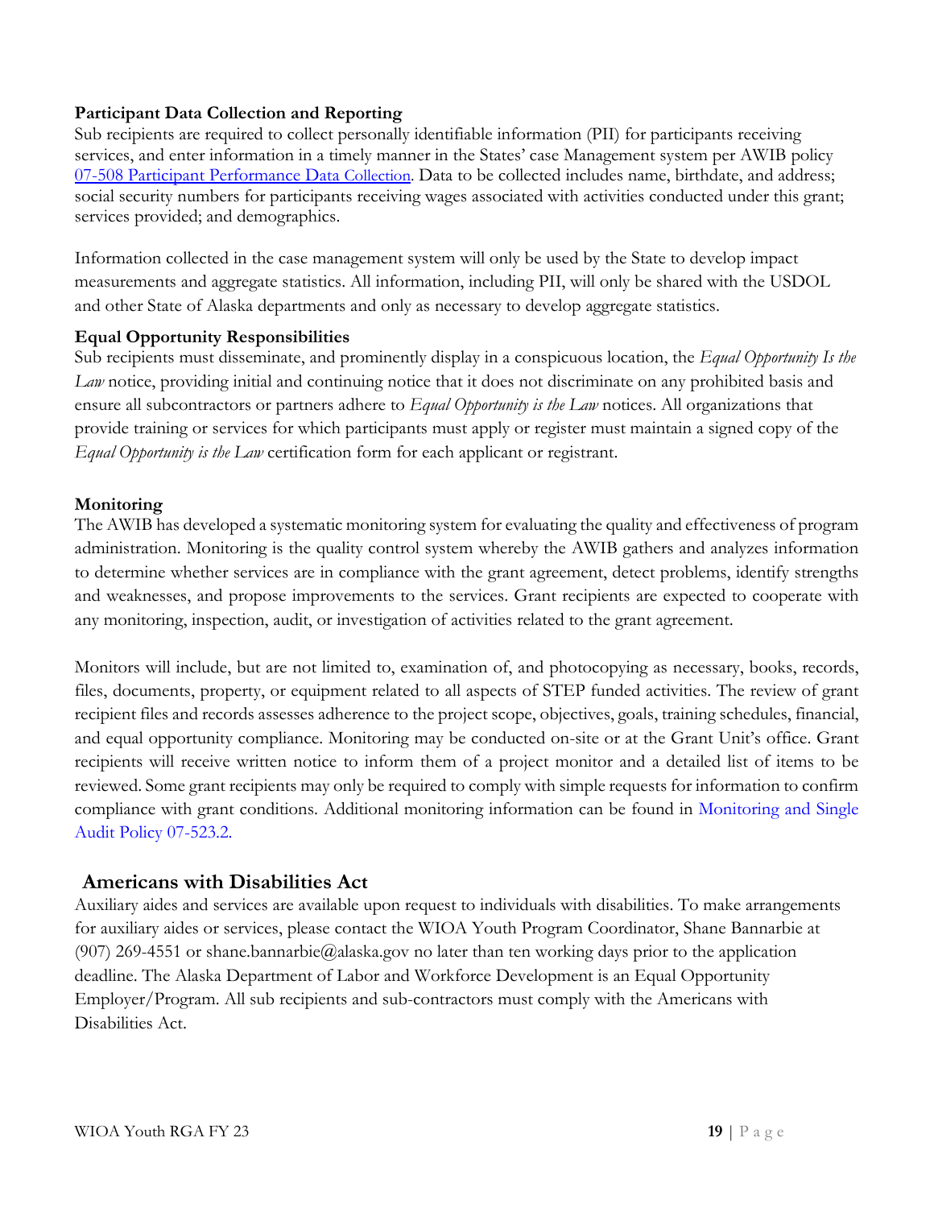**Participant Data Collection and Reporting**

Sub recipients are required to collect personally identifiable information (PII) for participants receiving services, and enter information in a timely manner in the States' case Management system per AWIB policy 07-508 Participant Performance Data Collection. Data to be collected includes name, birthdate, and address; social security numbers for participants receiving wages associated with activities conducted under this grant; services provided; and demographics.

Information collected in the case management system will only be used by the State to develop impact measurements and aggregate statistics. All information, including PII, will only be shared with the USDOL and other State of Alaska departments and only as necessary to develop aggregate statistics.

**Equal Opportunity Responsibilities**

Sub recipients must disseminate, and prominently display in a conspicuous location, the *Equal Opportunity Is the Law* notice, providing initial and continuing notice that it does not discriminate on any prohibited basis and ensure all subcontractors or partners adhere to *Equal Opportunity is the Law* notices. All organizations that provide training or services for which participants must apply or register must maintain a signed copy of the *Equal Opportunity is the Law* certification form for each applicant or registrant.

**Monitoring**

The AWIB has developed a systematic monitoring system for evaluating the quality and effectiveness of program administration. Monitoring is the quality control system whereby the AWIB gathers and analyzes information to determine whether services are in compliance with the grant agreement, detect problems, identify strengths and weaknesses, and propose improvements to the services. Grant recipients are expected to cooperate with any monitoring, inspection, audit, or investigation of activities related to the grant agreement.

Monitors will include, but are not limited to, examination of, and photocopying as necessary, books, records, files, documents, property, or equipment related to all aspects of STEP funded activities. The review of grant recipient files and records assesses adherence to the project scope, objectives, goals, training schedules, financial, and equal opportunity compliance. Monitoring may be conducted on-site or at the Grant Unit's office. Grant recipients will receive written notice to inform them of a project monitor and a detailed list of items to be reviewed. Some grant recipients may only be required to comply with simple requests for information to confirm compliance with grant conditions. Additional monitoring information can be found in Monitoring and Single Audit Policy 07-523.2.

## Americans with Disabilities Act

Auxiliary aides and services are available upon request to individuals with disabilities. To make arrangements for auxiliary aides or services, please contact the WIOA Youth Program Coordinator, Shane Bannarbie at (907) 269-4551 or shane.bannarbie@alaska.gov no later than ten working days prior to the application deadline. The Alaska Department of Labor and Workforce Development is an Equal Opportunity Employer/Program. All sub recipients and sub-contractors must comply with the Americans with Disabilities Act.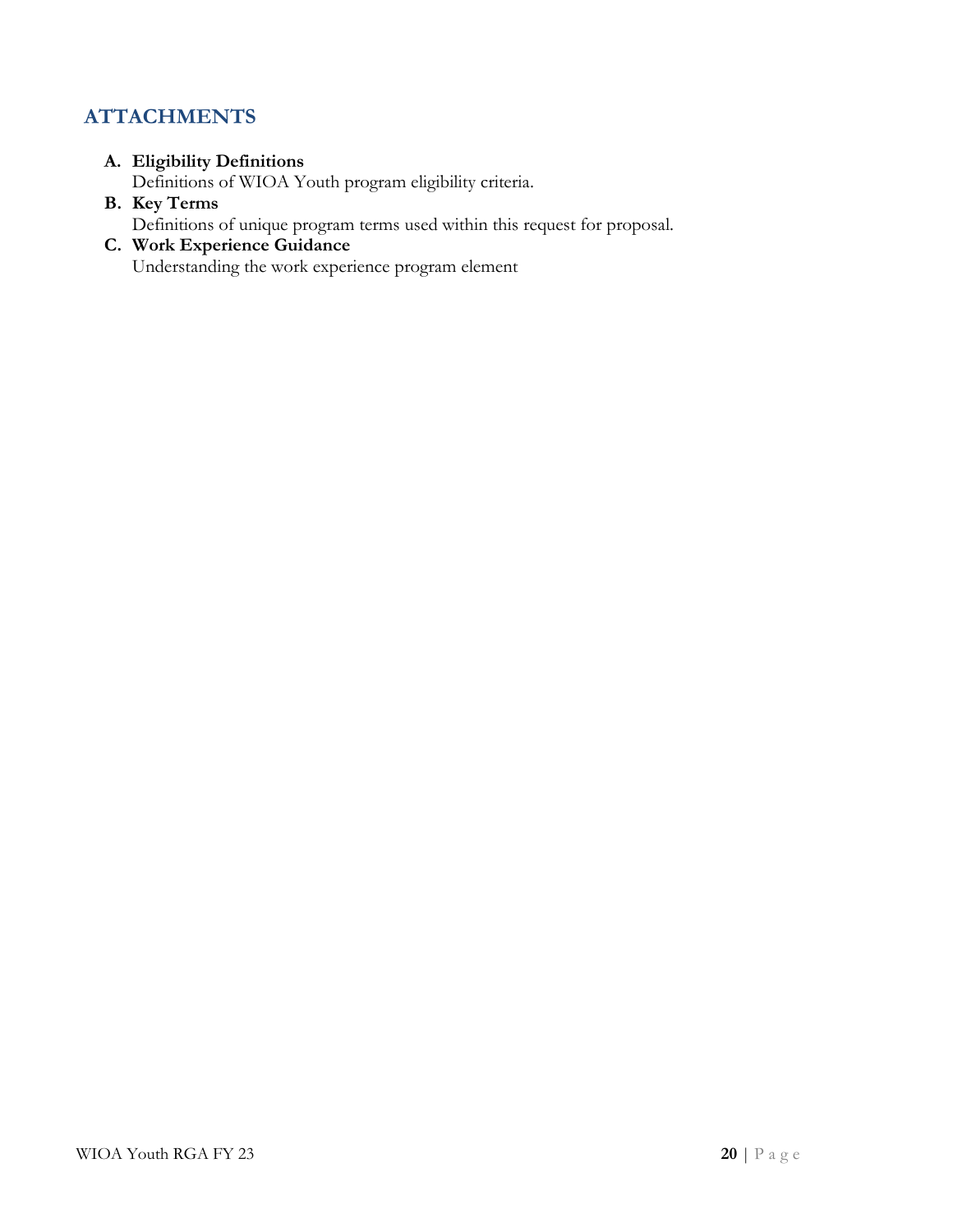## ATTACHMENTS

A. **Eligibility Definitions**
   Definitions of WIOA Youth program eligibility criteria.
B. **Key Terms**
   Definitions of unique program terms used within this request for proposal.
C. **Work Experience Guidance**
   Understanding the work experience program element